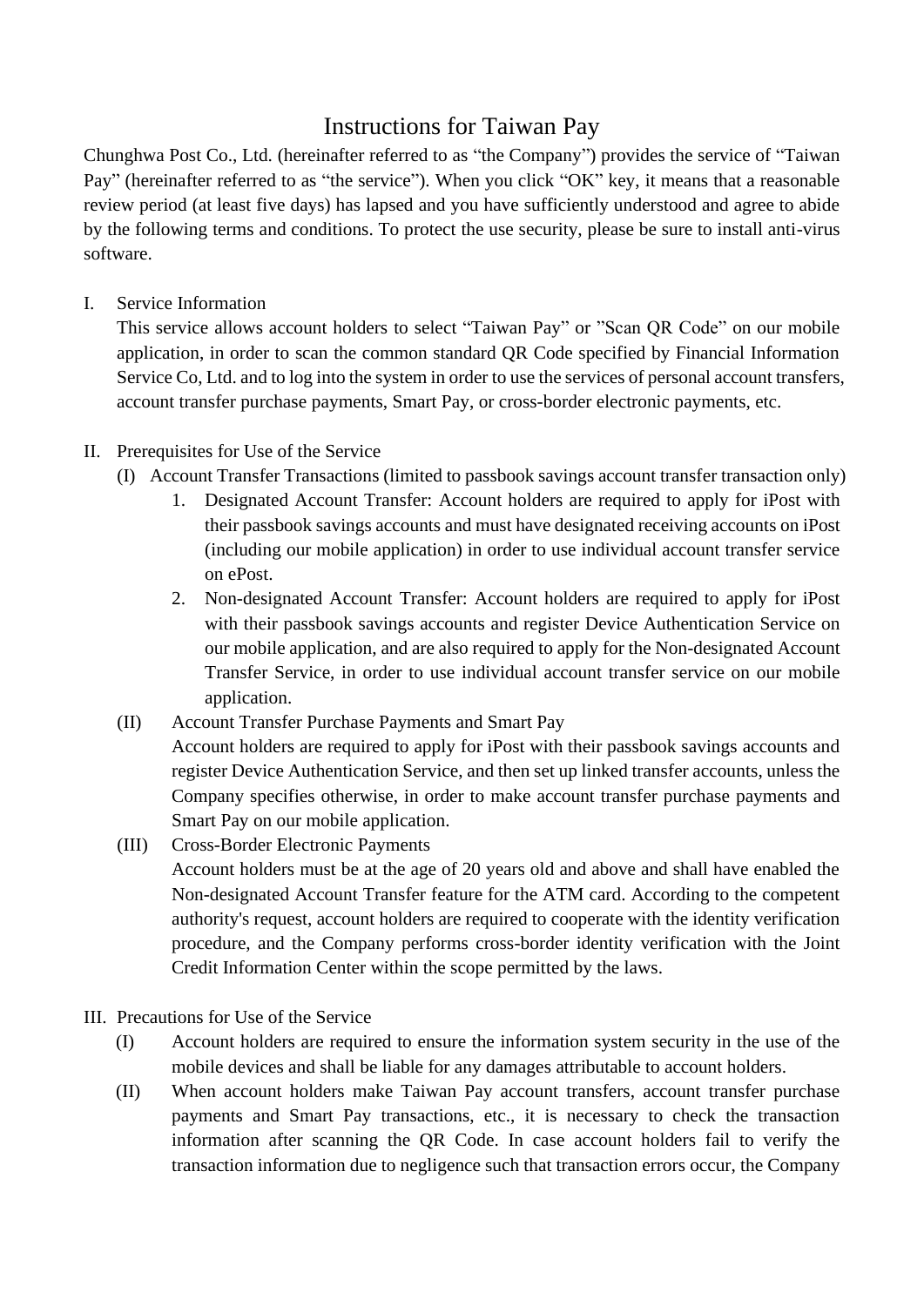# Instructions for Taiwan Pay

Chunghwa Post Co., Ltd. (hereinafter referred to as "the Company") provides the service of "Taiwan Pay" (hereinafter referred to as "the service"). When you click "OK" key, it means that a reasonable review period (at least five days) has lapsed and you have sufficiently understood and agree to abide by the following terms and conditions. To protect the use security, please be sure to install anti-virus software.

I. Service Information

This service allows account holders to select "Taiwan Pay" or "Scan QR Code" on our mobile application, in order to scan the common standard QR Code specified by Financial Information Service Co, Ltd. and to log into the system in order to use the services of personal account transfers, account transfer purchase payments, Smart Pay, or cross-border electronic payments, etc.

II. Prerequisites for Use of the Service

(I) Account Transfer Transactions (limited to passbook savings account transfer transaction only)

1. Designated Account Transfer: Account holders are required to apply for iPost with their passbook savings accounts and must have designated receiving accounts on iPost (including our mobile application) in order to use individual account transfer service on ePost.
2. Non-designated Account Transfer: Account holders are required to apply for iPost with their passbook savings accounts and register Device Authentication Service on our mobile application, and are also required to apply for the Non-designated Account Transfer Service, in order to use individual account transfer service on our mobile application.

(II) Account Transfer Purchase Payments and Smart Pay

Account holders are required to apply for iPost with their passbook savings accounts and register Device Authentication Service, and then set up linked transfer accounts, unless the Company specifies otherwise, in order to make account transfer purchase payments and Smart Pay on our mobile application.

(III) Cross-Border Electronic Payments

Account holders must be at the age of 20 years old and above and shall have enabled the Non-designated Account Transfer feature for the ATM card. According to the competent authority's request, account holders are required to cooperate with the identity verification procedure, and the Company performs cross-border identity verification with the Joint Credit Information Center within the scope permitted by the laws.

III. Precautions for Use of the Service

(I) Account holders are required to ensure the information system security in the use of the mobile devices and shall be liable for any damages attributable to account holders.

(II) When account holders make Taiwan Pay account transfers, account transfer purchase payments and Smart Pay transactions, etc., it is necessary to check the transaction information after scanning the QR Code. In case account holders fail to verify the transaction information due to negligence such that transaction errors occur, the Company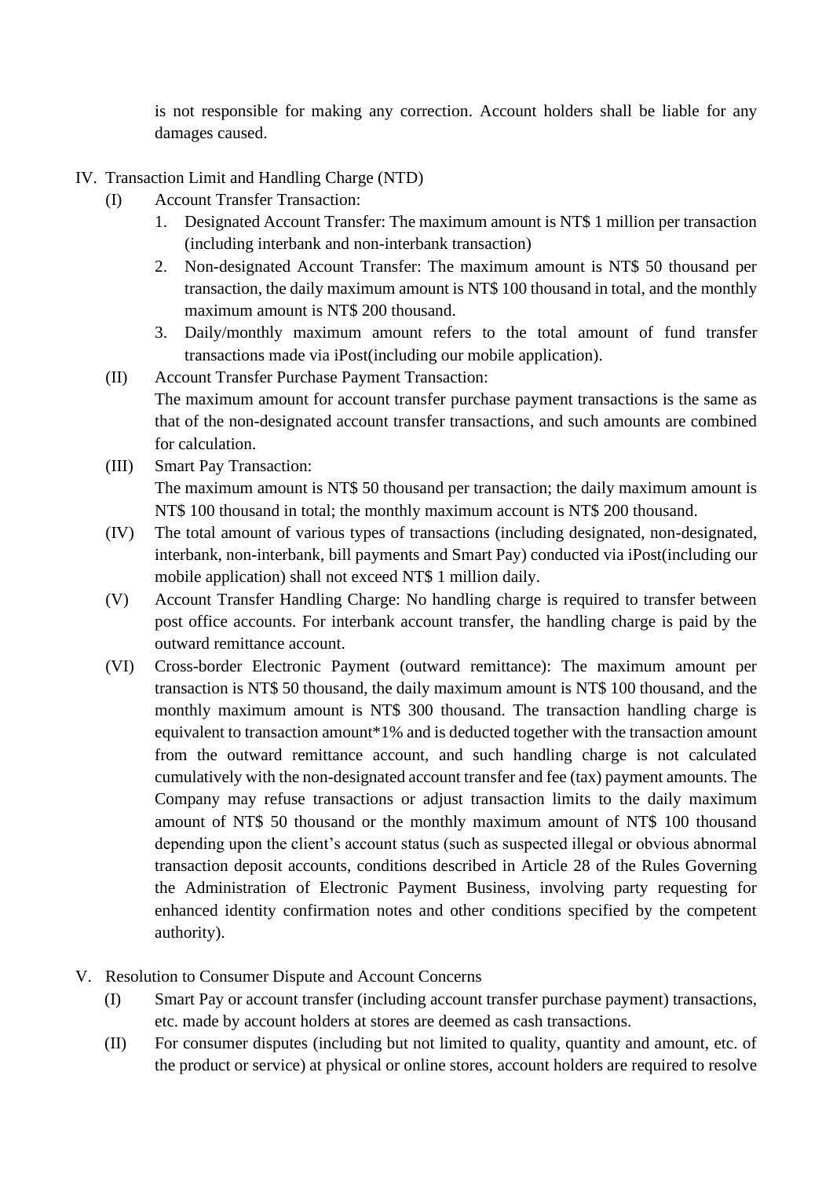is not responsible for making any correction. Account holders shall be liable for any damages caused.

IV. Transaction Limit and Handling Charge (NTD)

(I) Account Transfer Transaction:

1. Designated Account Transfer: The maximum amount is NT$ 1 million per transaction (including interbank and non-interbank transaction)
2. Non-designated Account Transfer: The maximum amount is NT$ 50 thousand per transaction, the daily maximum amount is NT$ 100 thousand in total, and the monthly maximum amount is NT$ 200 thousand.
3. Daily/monthly maximum amount refers to the total amount of fund transfer transactions made via iPost(including our mobile application).

(II) Account Transfer Purchase Payment Transaction:
The maximum amount for account transfer purchase payment transactions is the same as that of the non-designated account transfer transactions, and such amounts are combined for calculation.

(III) Smart Pay Transaction:
The maximum amount is NT$ 50 thousand per transaction; the daily maximum amount is NT$ 100 thousand in total; the monthly maximum account is NT$ 200 thousand.

(IV) The total amount of various types of transactions (including designated, non-designated, interbank, non-interbank, bill payments and Smart Pay) conducted via iPost(including our mobile application) shall not exceed NT$ 1 million daily.

(V) Account Transfer Handling Charge: No handling charge is required to transfer between post office accounts. For interbank account transfer, the handling charge is paid by the outward remittance account.

(VI) Cross-border Electronic Payment (outward remittance): The maximum amount per transaction is NT$ 50 thousand, the daily maximum amount is NT$ 100 thousand, and the monthly maximum amount is NT$ 300 thousand. The transaction handling charge is equivalent to transaction amount*1% and is deducted together with the transaction amount from the outward remittance account, and such handling charge is not calculated cumulatively with the non-designated account transfer and fee (tax) payment amounts. The Company may refuse transactions or adjust transaction limits to the daily maximum amount of NT$ 50 thousand or the monthly maximum amount of NT$ 100 thousand depending upon the client's account status (such as suspected illegal or obvious abnormal transaction deposit accounts, conditions described in Article 28 of the Rules Governing the Administration of Electronic Payment Business, involving party requesting for enhanced identity confirmation notes and other conditions specified by the competent authority).

V. Resolution to Consumer Dispute and Account Concerns

(I) Smart Pay or account transfer (including account transfer purchase payment) transactions, etc. made by account holders at stores are deemed as cash transactions.

(II) For consumer disputes (including but not limited to quality, quantity and amount, etc. of the product or service) at physical or online stores, account holders are required to resolve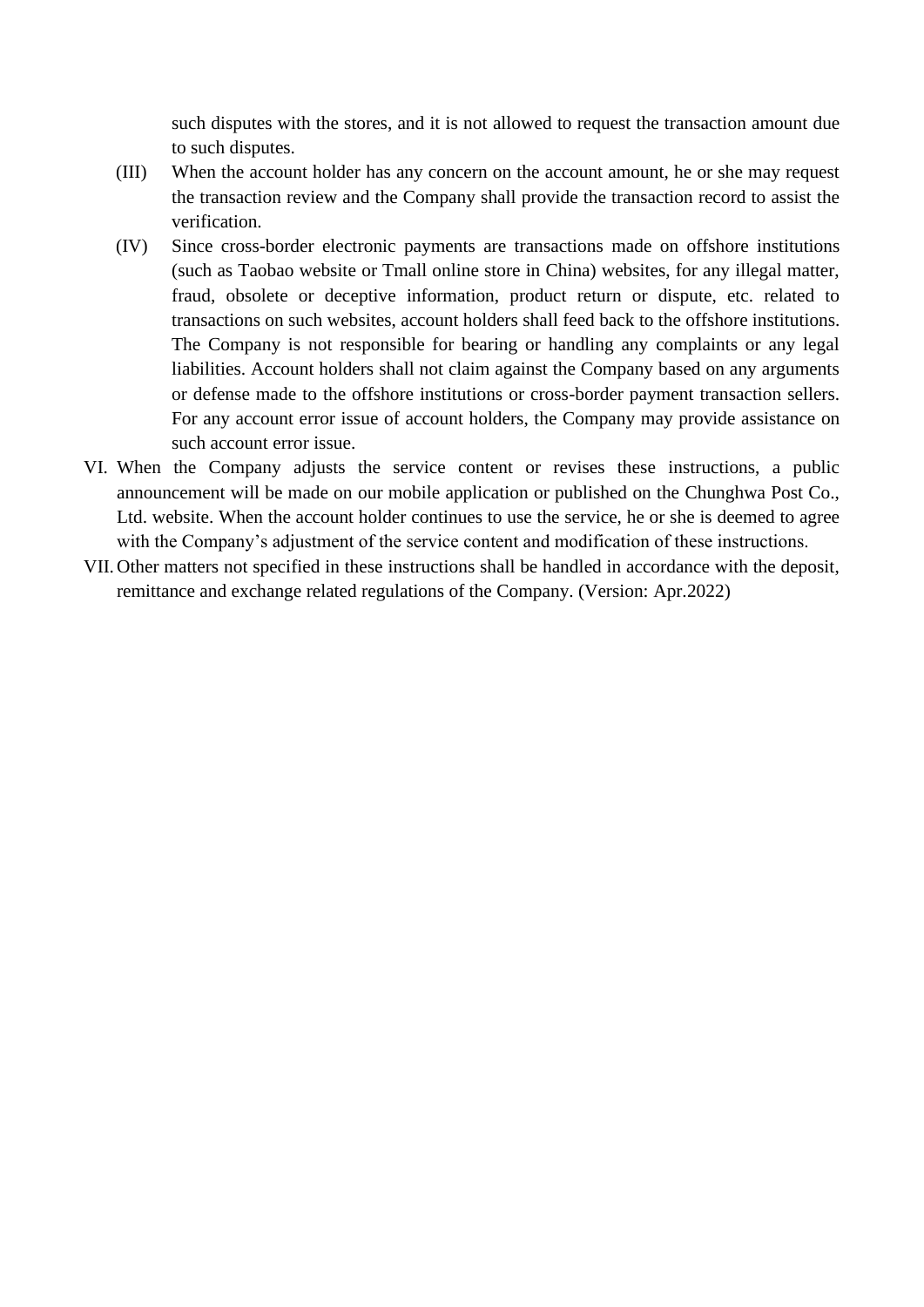such disputes with the stores, and it is not allowed to request the transaction amount due to such disputes.

(III) When the account holder has any concern on the account amount, he or she may request the transaction review and the Company shall provide the transaction record to assist the verification.

(IV) Since cross-border electronic payments are transactions made on offshore institutions (such as Taobao website or Tmall online store in China) websites, for any illegal matter, fraud, obsolete or deceptive information, product return or dispute, etc. related to transactions on such websites, account holders shall feed back to the offshore institutions. The Company is not responsible for bearing or handling any complaints or any legal liabilities. Account holders shall not claim against the Company based on any arguments or defense made to the offshore institutions or cross-border payment transaction sellers. For any account error issue of account holders, the Company may provide assistance on such account error issue.

VI. When the Company adjusts the service content or revises these instructions, a public announcement will be made on our mobile application or published on the Chunghwa Post Co., Ltd. website. When the account holder continues to use the service, he or she is deemed to agree with the Company's adjustment of the service content and modification of these instructions.

VII. Other matters not specified in these instructions shall be handled in accordance with the deposit, remittance and exchange related regulations of the Company. (Version: Apr.2022)